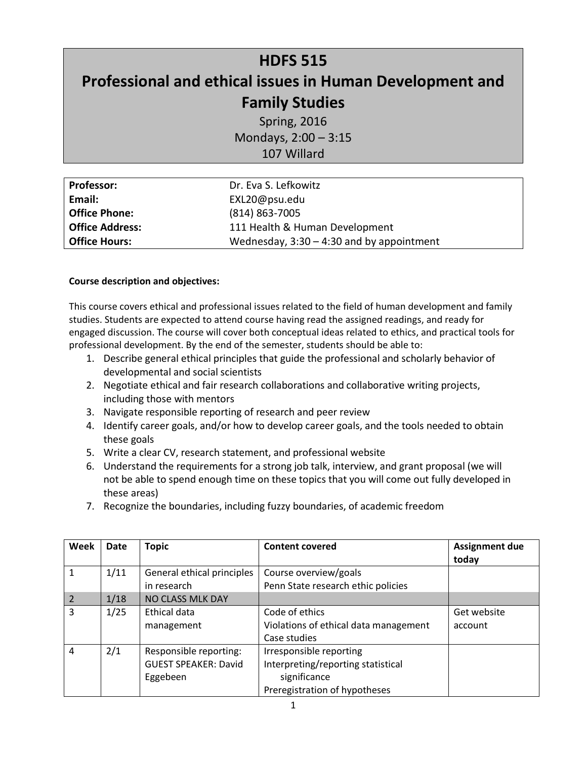# HDFS 515

# Professional and ethical issues in Human Development and Family Studies

Spring, 2016

Mondays, 2:00 – 3:15

107 Willard

| | |
|---|---|
| **Professor:** | Dr. Eva S. Lefkowitz |
| **Email:** | EXL20@psu.edu |
| **Office Phone:** | (814) 863-7005 |
| **Office Address:** | 111 Health & Human Development |
| **Office Hours:** | Wednesday, 3:30 – 4:30 and by appointment |

**Course description and objectives:**

This course covers ethical and professional issues related to the field of human development and family studies. Students are expected to attend course having read the assigned readings, and ready for engaged discussion. The course will cover both conceptual ideas related to ethics, and practical tools for professional development. By the end of the semester, students should be able to:

1. Describe general ethical principles that guide the professional and scholarly behavior of developmental and social scientists
2. Negotiate ethical and fair research collaborations and collaborative writing projects, including those with mentors
3. Navigate responsible reporting of research and peer review
4. Identify career goals, and/or how to develop career goals, and the tools needed to obtain these goals
5. Write a clear CV, research statement, and professional website
6. Understand the requirements for a strong job talk, interview, and grant proposal (we will not be able to spend enough time on these topics that you will come out fully developed in these areas)
7. Recognize the boundaries, including fuzzy boundaries, of academic freedom

| Week | Date | Topic | Content covered | Assignment due today |
|---|---|---|---|---|
| 1 | 1/11 | General ethical principles in research | Course overview/goals<br>Penn State research ethic policies | |
| 2 | 1/18 | NO CLASS MLK DAY | | |
| 3 | 1/25 | Ethical data management | Code of ethics<br>Violations of ethical data management<br>Case studies | Get website account |
| 4 | 2/1 | Responsible reporting: GUEST SPEAKER: David Eggebeen | Irresponsible reporting<br>Interpreting/reporting statistical significance<br>Preregistration of hypotheses | |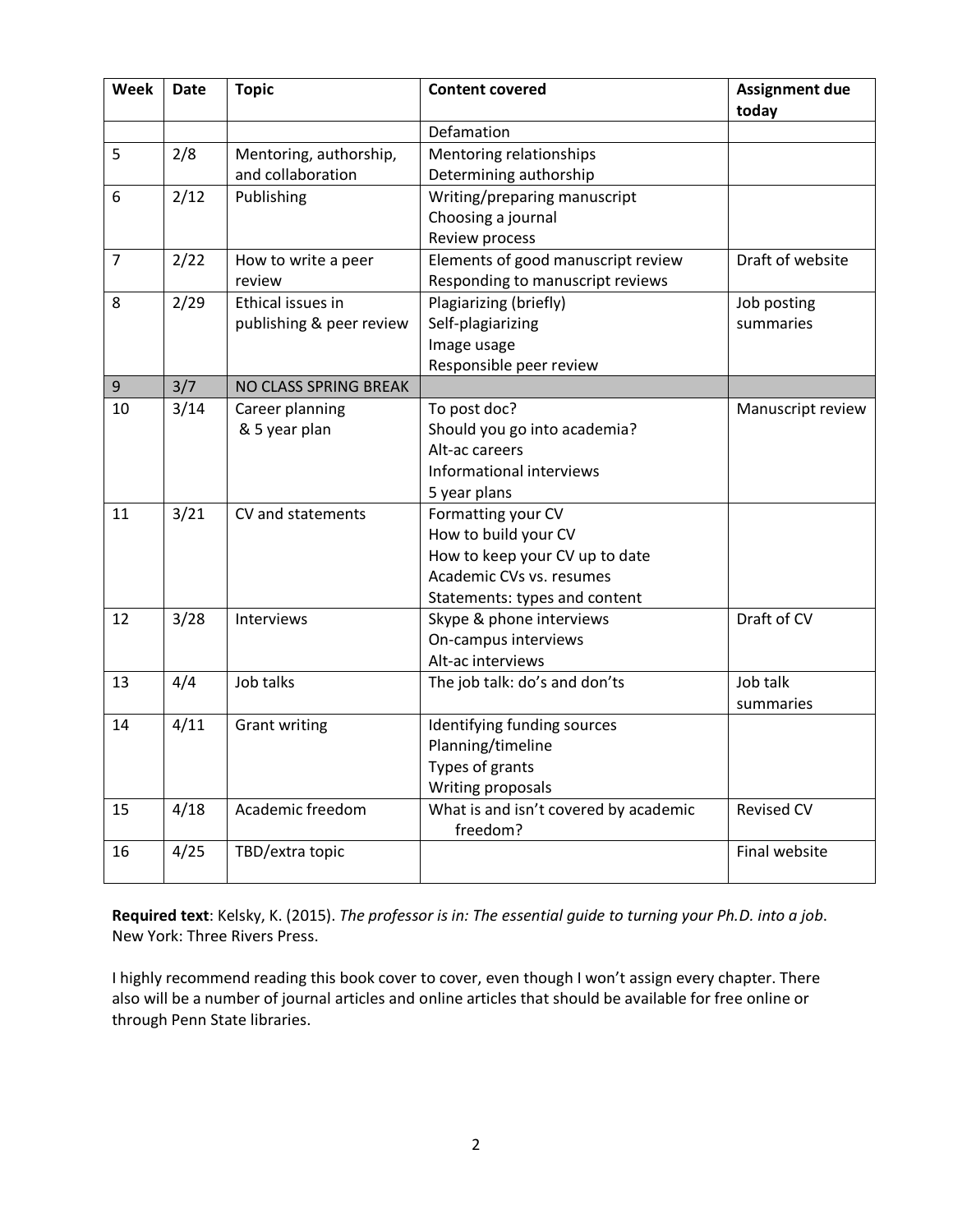| Week | Date | Topic | Content covered | Assignment due today |
|---|---|---|---|---|
| | | | Defamation | |
| 5 | 2/8 | Mentoring, authorship, and collaboration | Mentoring relationships<br>Determining authorship | |
| 6 | 2/12 | Publishing | Writing/preparing manuscript<br>Choosing a journal<br>Review process | |
| 7 | 2/22 | How to write a peer review | Elements of good manuscript review<br>Responding to manuscript reviews | Draft of website |
| 8 | 2/29 | Ethical issues in publishing & peer review | Plagiarizing (briefly)<br>Self-plagiarizing<br>Image usage<br>Responsible peer review | Job posting summaries |
| 9 | 3/7 | NO CLASS SPRING BREAK | | |
| 10 | 3/14 | Career planning & 5 year plan | To post doc?<br>Should you go into academia?<br>Alt-ac careers<br>Informational interviews<br>5 year plans | Manuscript review |
| 11 | 3/21 | CV and statements | Formatting your CV<br>How to build your CV<br>How to keep your CV up to date<br>Academic CVs vs. resumes<br>Statements: types and content | |
| 12 | 3/28 | Interviews | Skype & phone interviews<br>On-campus interviews<br>Alt-ac interviews | Draft of CV |
| 13 | 4/4 | Job talks | The job talk: do's and don'ts | Job talk summaries |
| 14 | 4/11 | Grant writing | Identifying funding sources<br>Planning/timeline<br>Types of grants<br>Writing proposals | |
| 15 | 4/18 | Academic freedom | What is and isn't covered by academic freedom? | Revised CV |
| 16 | 4/25 | TBD/extra topic | | Final website |

**Required text**: Kelsky, K. (2015). *The professor is in: The essential guide to turning your Ph.D. into a job*. New York: Three Rivers Press.

I highly recommend reading this book cover to cover, even though I won't assign every chapter. There also will be a number of journal articles and online articles that should be available for free online or through Penn State libraries.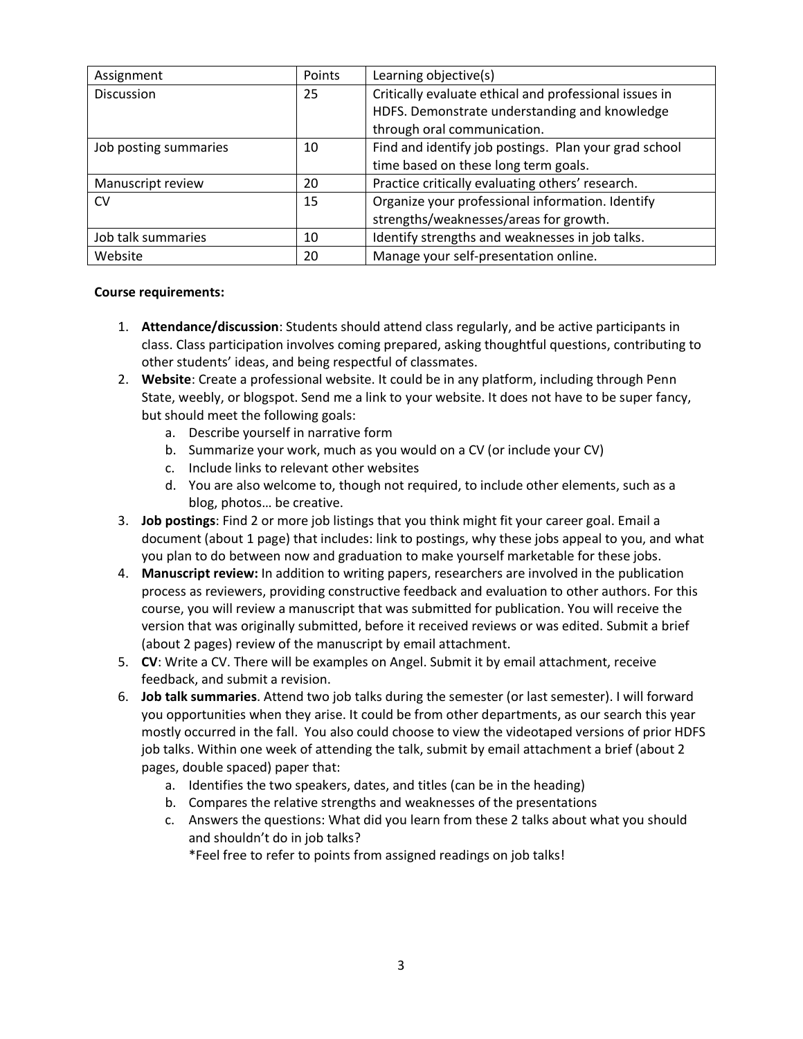| Assignment | Points | Learning objective(s) |
|---|---|---|
| Discussion | 25 | Critically evaluate ethical and professional issues in HDFS. Demonstrate understanding and knowledge through oral communication. |
| Job posting summaries | 10 | Find and identify job postings. Plan your grad school time based on these long term goals. |
| Manuscript review | 20 | Practice critically evaluating others' research. |
| CV | 15 | Organize your professional information. Identify strengths/weaknesses/areas for growth. |
| Job talk summaries | 10 | Identify strengths and weaknesses in job talks. |
| Website | 20 | Manage your self-presentation online. |

**Course requirements:**

1. **Attendance/discussion**: Students should attend class regularly, and be active participants in class. Class participation involves coming prepared, asking thoughtful questions, contributing to other students' ideas, and being respectful of classmates.
2. **Website**: Create a professional website. It could be in any platform, including through Penn State, weebly, or blogspot. Send me a link to your website. It does not have to be super fancy, but should meet the following goals:
    a. Describe yourself in narrative form
    b. Summarize your work, much as you would on a CV (or include your CV)
    c. Include links to relevant other websites
    d. You are also welcome to, though not required, to include other elements, such as a blog, photos… be creative.
3. **Job postings**: Find 2 or more job listings that you think might fit your career goal. Email a document (about 1 page) that includes: link to postings, why these jobs appeal to you, and what you plan to do between now and graduation to make yourself marketable for these jobs.
4. **Manuscript review:** In addition to writing papers, researchers are involved in the publication process as reviewers, providing constructive feedback and evaluation to other authors. For this course, you will review a manuscript that was submitted for publication. You will receive the version that was originally submitted, before it received reviews or was edited. Submit a brief (about 2 pages) review of the manuscript by email attachment.
5. **CV**: Write a CV. There will be examples on Angel. Submit it by email attachment, receive feedback, and submit a revision.
6. **Job talk summaries**. Attend two job talks during the semester (or last semester). I will forward you opportunities when they arise. It could be from other departments, as our search this year mostly occurred in the fall. You also could choose to view the videotaped versions of prior HDFS job talks. Within one week of attending the talk, submit by email attachment a brief (about 2 pages, double spaced) paper that:
    a. Identifies the two speakers, dates, and titles (can be in the heading)
    b. Compares the relative strengths and weaknesses of the presentations
    c. Answers the questions: What did you learn from these 2 talks about what you should and shouldn't do in job talks?
    *Feel free to refer to points from assigned readings on job talks!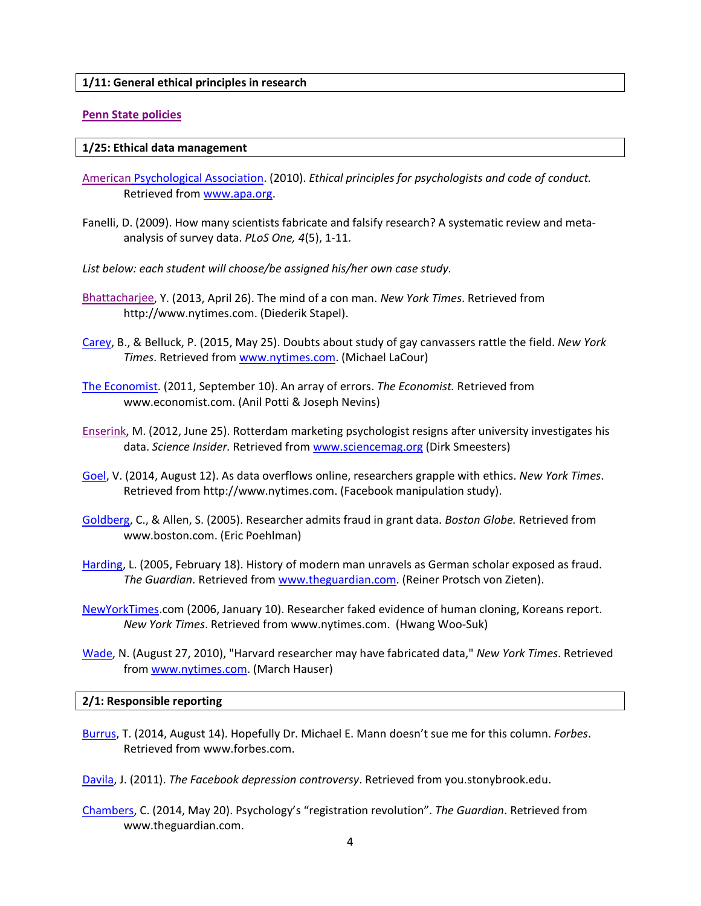**1/11: General ethical principles in research**

**Penn State policies**

**1/25: Ethical data management**

American Psychological Association. (2010). *Ethical principles for psychologists and code of conduct.* Retrieved from www.apa.org.

Fanelli, D. (2009). How many scientists fabricate and falsify research? A systematic review and meta-analysis of survey data. *PLoS One, 4*(5), 1-11.

*List below: each student will choose/be assigned his/her own case study.*

Bhattacharjee, Y. (2013, April 26). The mind of a con man. *New York Times*. Retrieved from http://www.nytimes.com. (Diederik Stapel).

Carey, B., & Belluck, P. (2015, May 25). Doubts about study of gay canvassers rattle the field. *New York Times*. Retrieved from www.nytimes.com. (Michael LaCour)

The Economist. (2011, September 10). An array of errors. *The Economist.* Retrieved from www.economist.com. (Anil Potti & Joseph Nevins)

Enserink, M. (2012, June 25). Rotterdam marketing psychologist resigns after university investigates his data. *Science Insider.* Retrieved from www.sciencemag.org (Dirk Smeesters)

Goel, V. (2014, August 12). As data overflows online, researchers grapple with ethics. *New York Times*. Retrieved from http://www.nytimes.com. (Facebook manipulation study).

Goldberg, C., & Allen, S. (2005). Researcher admits fraud in grant data. *Boston Globe.* Retrieved from www.boston.com. (Eric Poehlman)

Harding, L. (2005, February 18). History of modern man unravels as German scholar exposed as fraud. *The Guardian*. Retrieved from www.theguardian.com. (Reiner Protsch von Zieten).

NewYorkTimes.com (2006, January 10). Researcher faked evidence of human cloning, Koreans report. *New York Times*. Retrieved from www.nytimes.com. (Hwang Woo-Suk)

Wade, N. (August 27, 2010), "Harvard researcher may have fabricated data," *New York Times*. Retrieved from www.nytimes.com. (March Hauser)

**2/1: Responsible reporting**

Burrus, T. (2014, August 14). Hopefully Dr. Michael E. Mann doesn't sue me for this column. *Forbes*. Retrieved from www.forbes.com.

Davila, J. (2011). *The Facebook depression controversy*. Retrieved from you.stonybrook.edu.

Chambers, C. (2014, May 20). Psychology's "registration revolution". *The Guardian*. Retrieved from www.theguardian.com.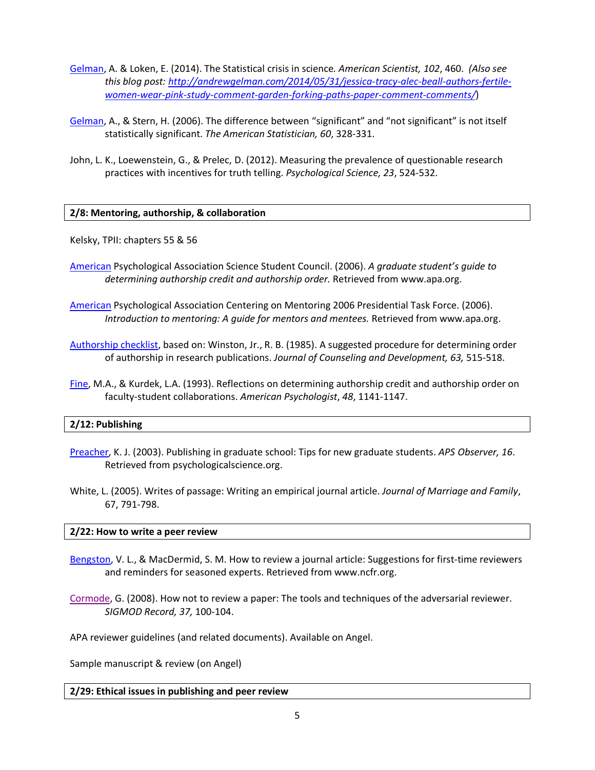Gelman, A. & Loken, E. (2014). The Statistical crisis in science. *American Scientist, 102*, 460. *(Also see this blog post: http://andrewgelman.com/2014/05/31/jessica-tracy-alec-beall-authors-fertile-women-wear-pink-study-comment-garden-forking-paths-paper-comment-comments/)*

Gelman, A., & Stern, H. (2006). The difference between "significant" and "not significant" is not itself statistically significant. *The American Statistician, 60*, 328-331.

John, L. K., Loewenstein, G., & Prelec, D. (2012). Measuring the prevalence of questionable research practices with incentives for truth telling. *Psychological Science, 23*, 524-532.

**2/8: Mentoring, authorship, & collaboration**

Kelsky, TPII: chapters 55 & 56

American Psychological Association Science Student Council. (2006). *A graduate student's guide to determining authorship credit and authorship order.* Retrieved from www.apa.org.

American Psychological Association Centering on Mentoring 2006 Presidential Task Force. (2006). *Introduction to mentoring: A guide for mentors and mentees.* Retrieved from www.apa.org.

Authorship checklist, based on: Winston, Jr., R. B. (1985). A suggested procedure for determining order of authorship in research publications. *Journal of Counseling and Development, 63,* 515-518.

Fine, M.A., & Kurdek, L.A. (1993). Reflections on determining authorship credit and authorship order on faculty-student collaborations. *American Psychologist*, *48*, 1141-1147.

**2/12: Publishing**

Preacher, K. J. (2003). Publishing in graduate school: Tips for new graduate students. *APS Observer, 16*. Retrieved from psychologicalscience.org.

White, L. (2005). Writes of passage: Writing an empirical journal article. *Journal of Marriage and Family*, 67, 791-798.

**2/22: How to write a peer review**

Bengston, V. L., & MacDermid, S. M. How to review a journal article: Suggestions for first-time reviewers and reminders for seasoned experts. Retrieved from www.ncfr.org.

Cormode, G. (2008). How not to review a paper: The tools and techniques of the adversarial reviewer. *SIGMOD Record, 37,* 100-104.

APA reviewer guidelines (and related documents). Available on Angel.

Sample manuscript & review (on Angel)

**2/29: Ethical issues in publishing and peer review**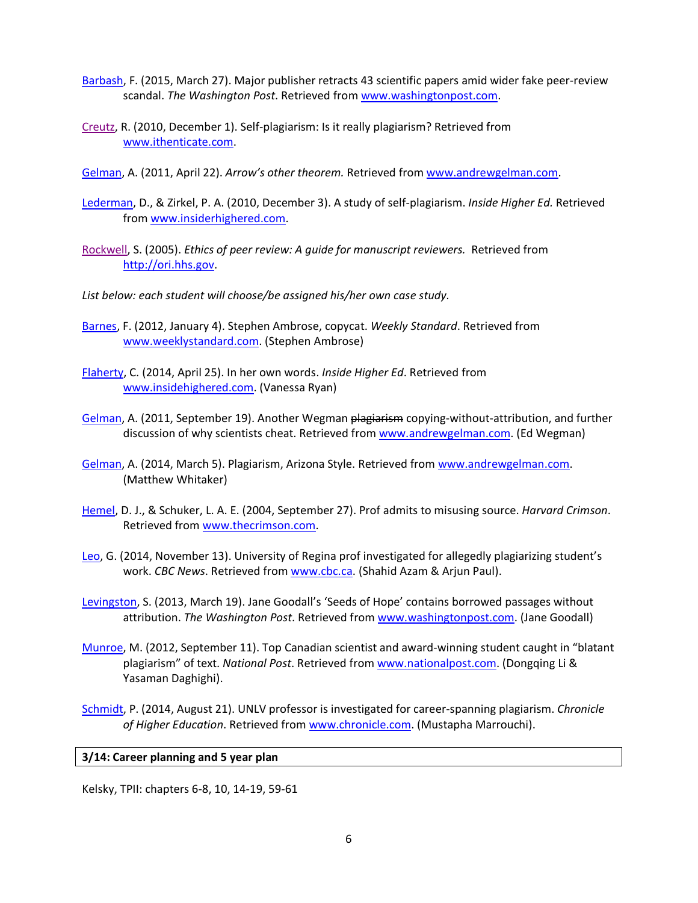Barbash, F. (2015, March 27). Major publisher retracts 43 scientific papers amid wider fake peer-review scandal. *The Washington Post*. Retrieved from www.washingtonpost.com.

Creutz, R. (2010, December 1). Self-plagiarism: Is it really plagiarism? Retrieved from www.ithenticate.com.

Gelman, A. (2011, April 22). *Arrow's other theorem.* Retrieved from www.andrewgelman.com.

Lederman, D., & Zirkel, P. A. (2010, December 3). A study of self-plagiarism. *Inside Higher Ed.* Retrieved from www.insiderhighered.com.

Rockwell, S. (2005). *Ethics of peer review: A guide for manuscript reviewers.* Retrieved from http://ori.hhs.gov.

*List below: each student will choose/be assigned his/her own case study.*

Barnes, F. (2012, January 4). Stephen Ambrose, copycat. *Weekly Standard*. Retrieved from www.weeklystandard.com. (Stephen Ambrose)

Flaherty, C. (2014, April 25). In her own words. *Inside Higher Ed*. Retrieved from www.insidehighered.com. (Vanessa Ryan)

Gelman, A. (2011, September 19). Another Wegman ~~plagiarism~~ copying-without-attribution, and further discussion of why scientists cheat. Retrieved from www.andrewgelman.com. (Ed Wegman)

Gelman, A. (2014, March 5). Plagiarism, Arizona Style. Retrieved from www.andrewgelman.com. (Matthew Whitaker)

Hemel, D. J., & Schuker, L. A. E. (2004, September 27). Prof admits to misusing source. *Harvard Crimson*. Retrieved from www.thecrimson.com.

Leo, G. (2014, November 13). University of Regina prof investigated for allegedly plagiarizing student's work. *CBC News*. Retrieved from www.cbc.ca. (Shahid Azam & Arjun Paul).

Levingston, S. (2013, March 19). Jane Goodall's 'Seeds of Hope' contains borrowed passages without attribution. *The Washington Post*. Retrieved from www.washingtonpost.com. (Jane Goodall)

Munroe, M. (2012, September 11). Top Canadian scientist and award-winning student caught in "blatant plagiarism" of text. *National Post*. Retrieved from www.nationalpost.com. (Dongqing Li & Yasaman Daghighi).

Schmidt, P. (2014, August 21). UNLV professor is investigated for career-spanning plagiarism. *Chronicle of Higher Education*. Retrieved from www.chronicle.com. (Mustapha Marrouchi).

**3/14: Career planning and 5 year plan**

Kelsky, TPII: chapters 6-8, 10, 14-19, 59-61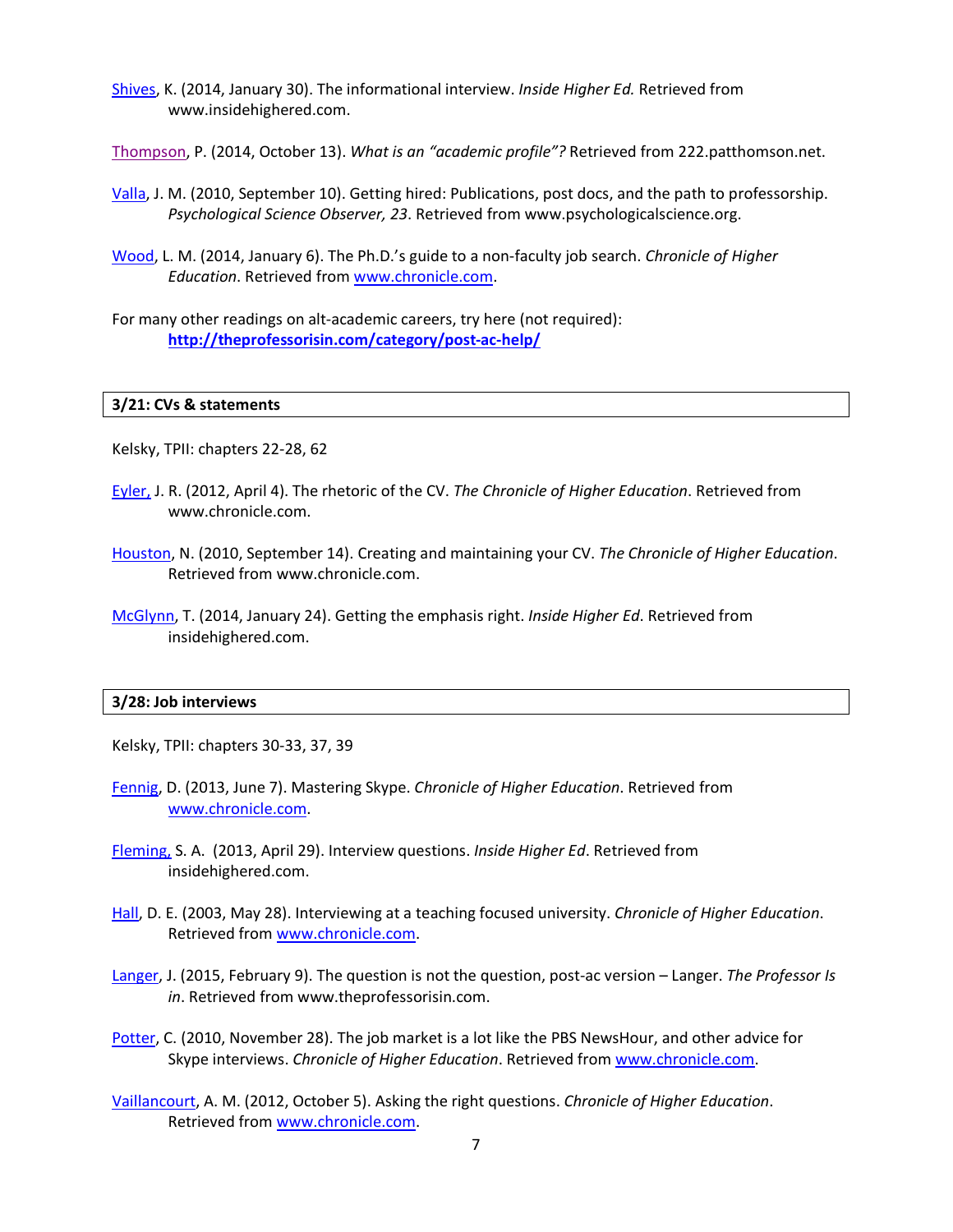Shives, K. (2014, January 30). The informational interview. *Inside Higher Ed.* Retrieved from www.insidehighered.com.

Thompson, P. (2014, October 13). *What is an "academic profile"?* Retrieved from 222.patthomson.net.

Valla, J. M. (2010, September 10). Getting hired: Publications, post docs, and the path to professorship. *Psychological Science Observer, 23*. Retrieved from www.psychologicalscience.org.

Wood, L. M. (2014, January 6). The Ph.D.'s guide to a non-faculty job search. *Chronicle of Higher Education*. Retrieved from www.chronicle.com.

For many other readings on alt-academic careers, try here (not required):
**http://theprofessorisin.com/category/post-ac-help/**

## 3/21: CVs & statements

Kelsky, TPII: chapters 22-28, 62

Eyler, J. R. (2012, April 4). The rhetoric of the CV. *The Chronicle of Higher Education*. Retrieved from www.chronicle.com.

Houston, N. (2010, September 14). Creating and maintaining your CV. *The Chronicle of Higher Education*. Retrieved from www.chronicle.com.

McGlynn, T. (2014, January 24). Getting the emphasis right. *Inside Higher Ed*. Retrieved from insidehighered.com.

## 3/28: Job interviews

Kelsky, TPII: chapters 30-33, 37, 39

Fennig, D. (2013, June 7). Mastering Skype. *Chronicle of Higher Education*. Retrieved from www.chronicle.com.

Fleming, S. A. (2013, April 29). Interview questions. *Inside Higher Ed*. Retrieved from insidehighered.com.

Hall, D. E. (2003, May 28). Interviewing at a teaching focused university. *Chronicle of Higher Education*. Retrieved from www.chronicle.com.

Langer, J. (2015, February 9). The question is not the question, post-ac version – Langer. *The Professor Is in*. Retrieved from www.theprofessorisin.com.

Potter, C. (2010, November 28). The job market is a lot like the PBS NewsHour, and other advice for Skype interviews. *Chronicle of Higher Education*. Retrieved from www.chronicle.com.

Vaillancourt, A. M. (2012, October 5). Asking the right questions. *Chronicle of Higher Education*. Retrieved from www.chronicle.com.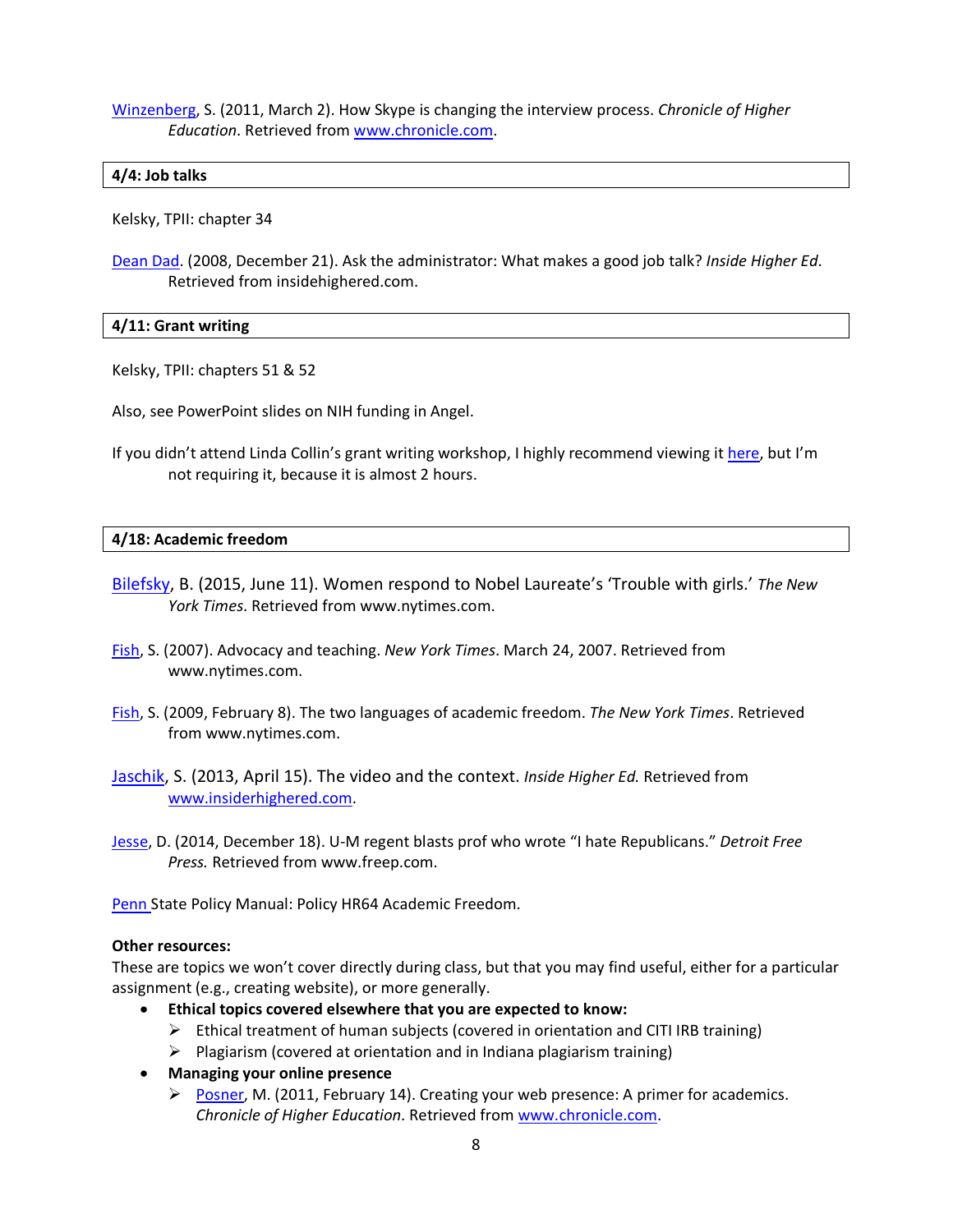Winzenberg, S. (2011, March 2). How Skype is changing the interview process. *Chronicle of Higher Education*. Retrieved from www.chronicle.com.

### 4/4: Job talks

Kelsky, TPII: chapter 34

Dean Dad. (2008, December 21). Ask the administrator: What makes a good job talk? *Inside Higher Ed*. Retrieved from insidehighered.com.

### 4/11: Grant writing

Kelsky, TPII: chapters 51 & 52

Also, see PowerPoint slides on NIH funding in Angel.

If you didn't attend Linda Collin's grant writing workshop, I highly recommend viewing it here, but I'm not requiring it, because it is almost 2 hours.

### 4/18: Academic freedom

Bilefsky, B. (2015, June 11). Women respond to Nobel Laureate's 'Trouble with girls.' *The New York Times*. Retrieved from www.nytimes.com.

Fish, S. (2007). Advocacy and teaching. *New York Times*. March 24, 2007. Retrieved from www.nytimes.com.

Fish, S. (2009, February 8). The two languages of academic freedom. *The New York Times*. Retrieved from www.nytimes.com.

Jaschik, S. (2013, April 15). The video and the context. *Inside Higher Ed.* Retrieved from www.insiderhighered.com.

Jesse, D. (2014, December 18). U-M regent blasts prof who wrote "I hate Republicans." *Detroit Free Press.* Retrieved from www.freep.com.

Penn State Policy Manual: Policy HR64 Academic Freedom.

**Other resources:**
These are topics we won't cover directly during class, but that you may find useful, either for a particular assignment (e.g., creating website), or more generally.

- **Ethical topics covered elsewhere that you are expected to know:**
  - Ethical treatment of human subjects (covered in orientation and CITI IRB training)
  - Plagiarism (covered at orientation and in Indiana plagiarism training)
- **Managing your online presence**
  - Posner, M. (2011, February 14). Creating your web presence: A primer for academics. *Chronicle of Higher Education*. Retrieved from www.chronicle.com.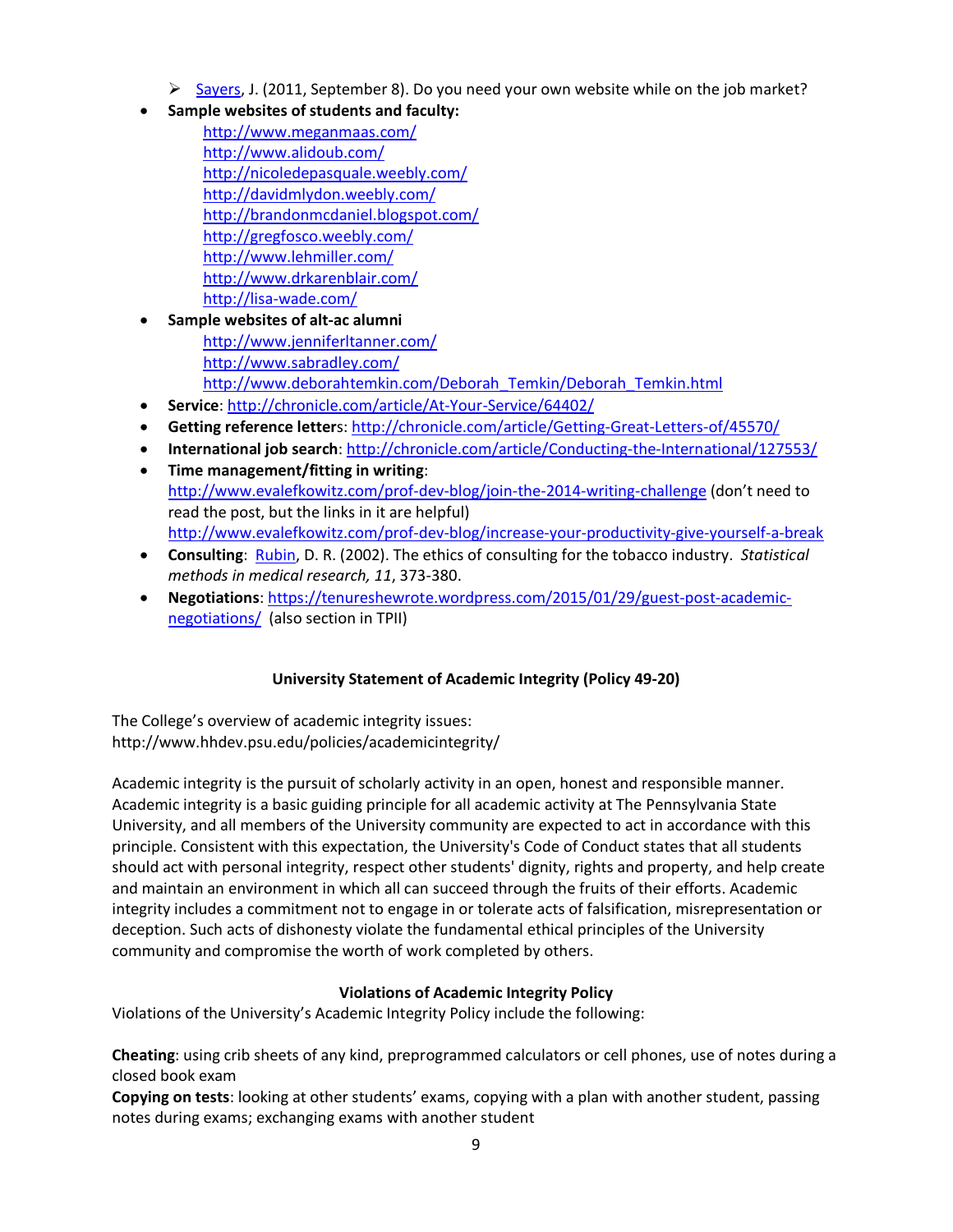- Sayers, J. (2011, September 8). Do you need your own website while on the job market?
- **Sample websites of students and faculty:**
  - http://www.meganmaas.com/
  - http://www.alidoub.com/
  - http://nicoledepasquale.weebly.com/
  - http://davidmlydon.weebly.com/
  - http://brandonmcdaniel.blogspot.com/
  - http://gregfosco.weebly.com/
  - http://www.lehmiller.com/
  - http://www.drkarenblair.com/
  - http://lisa-wade.com/
- **Sample websites of alt-ac alumni**
  - http://www.jenniferltanner.com/
  - http://www.sabradley.com/
  - http://www.deborahtemkin.com/Deborah_Temkin/Deborah_Temkin.html
- **Service**: http://chronicle.com/article/At-Your-Service/64402/
- **Getting reference letters**: http://chronicle.com/article/Getting-Great-Letters-of/45570/
- **International job search**: http://chronicle.com/article/Conducting-the-International/127553/
- **Time management/fitting in writing**: http://www.evalefkowitz.com/prof-dev-blog/join-the-2014-writing-challenge (don't need to read the post, but the links in it are helpful) http://www.evalefkowitz.com/prof-dev-blog/increase-your-productivity-give-yourself-a-break
- **Consulting**: Rubin, D. R. (2002). The ethics of consulting for the tobacco industry. *Statistical methods in medical research, 11*, 373-380.
- **Negotiations**: https://tenureshewrote.wordpress.com/2015/01/29/guest-post-academic-negotiations/ (also section in TPII)

### University Statement of Academic Integrity (Policy 49-20)

The College's overview of academic integrity issues:
http://www.hhdev.psu.edu/policies/academicintegrity/

Academic integrity is the pursuit of scholarly activity in an open, honest and responsible manner. Academic integrity is a basic guiding principle for all academic activity at The Pennsylvania State University, and all members of the University community are expected to act in accordance with this principle. Consistent with this expectation, the University's Code of Conduct states that all students should act with personal integrity, respect other students' dignity, rights and property, and help create and maintain an environment in which all can succeed through the fruits of their efforts. Academic integrity includes a commitment not to engage in or tolerate acts of falsification, misrepresentation or deception. Such acts of dishonesty violate the fundamental ethical principles of the University community and compromise the worth of work completed by others.

### Violations of Academic Integrity Policy

Violations of the University's Academic Integrity Policy include the following:

**Cheating**: using crib sheets of any kind, preprogrammed calculators or cell phones, use of notes during a closed book exam

**Copying on tests**: looking at other students' exams, copying with a plan with another student, passing notes during exams; exchanging exams with another student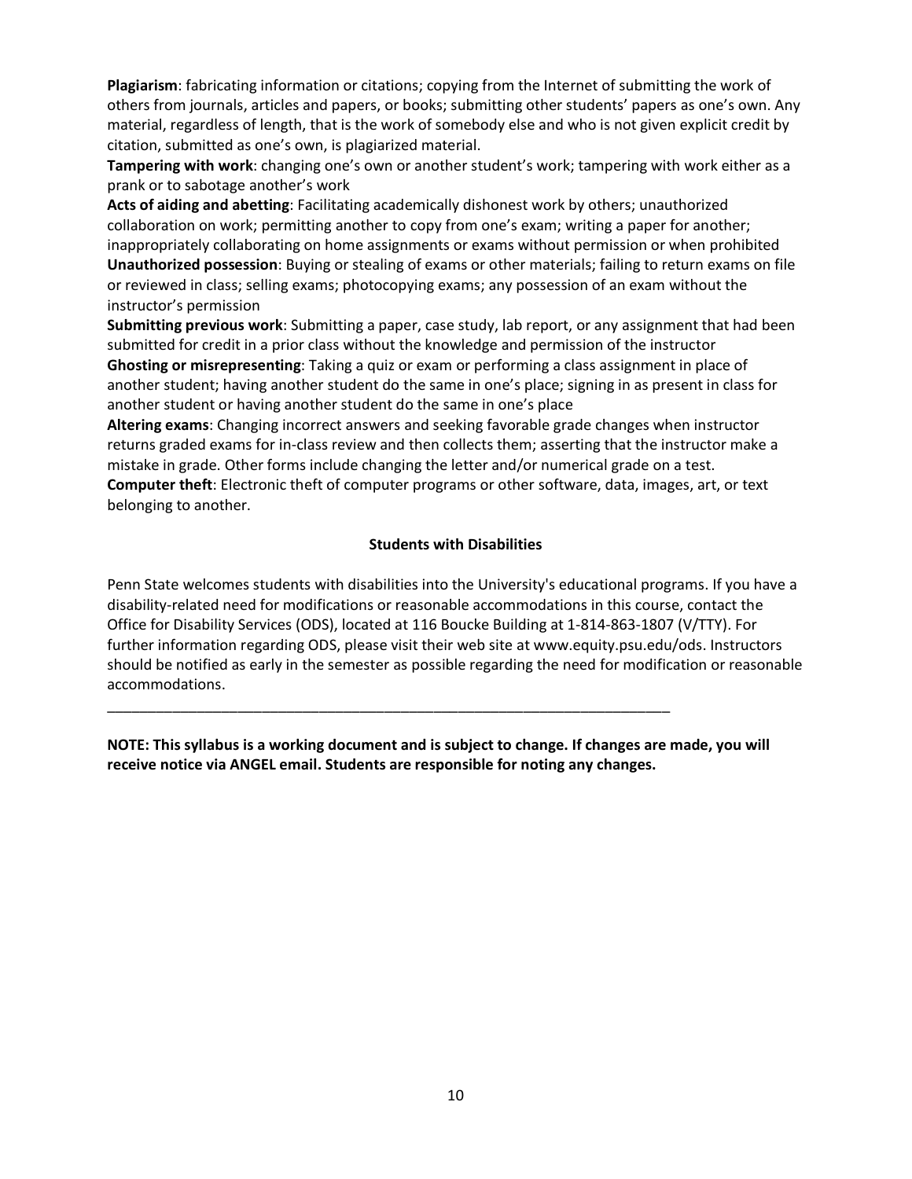**Plagiarism**: fabricating information or citations; copying from the Internet of submitting the work of others from journals, articles and papers, or books; submitting other students' papers as one's own. Any material, regardless of length, that is the work of somebody else and who is not given explicit credit by citation, submitted as one's own, is plagiarized material.

**Tampering with work**: changing one's own or another student's work; tampering with work either as a prank or to sabotage another's work

**Acts of aiding and abetting**: Facilitating academically dishonest work by others; unauthorized collaboration on work; permitting another to copy from one's exam; writing a paper for another; inappropriately collaborating on home assignments or exams without permission or when prohibited

**Unauthorized possession**: Buying or stealing of exams or other materials; failing to return exams on file or reviewed in class; selling exams; photocopying exams; any possession of an exam without the instructor's permission

**Submitting previous work**: Submitting a paper, case study, lab report, or any assignment that had been submitted for credit in a prior class without the knowledge and permission of the instructor

**Ghosting or misrepresenting**: Taking a quiz or exam or performing a class assignment in place of another student; having another student do the same in one's place; signing in as present in class for another student or having another student do the same in one's place

**Altering exams**: Changing incorrect answers and seeking favorable grade changes when instructor returns graded exams for in-class review and then collects them; asserting that the instructor make a mistake in grade. Other forms include changing the letter and/or numerical grade on a test.

**Computer theft**: Electronic theft of computer programs or other software, data, images, art, or text belonging to another.

### Students with Disabilities

Penn State welcomes students with disabilities into the University's educational programs. If you have a disability-related need for modifications or reasonable accommodations in this course, contact the Office for Disability Services (ODS), located at 116 Boucke Building at 1-814-863-1807 (V/TTY). For further information regarding ODS, please visit their web site at www.equity.psu.edu/ods. Instructors should be notified as early in the semester as possible regarding the need for modification or reasonable accommodations.

---

**NOTE: This syllabus is a working document and is subject to change. If changes are made, you will receive notice via ANGEL email. Students are responsible for noting any changes.**